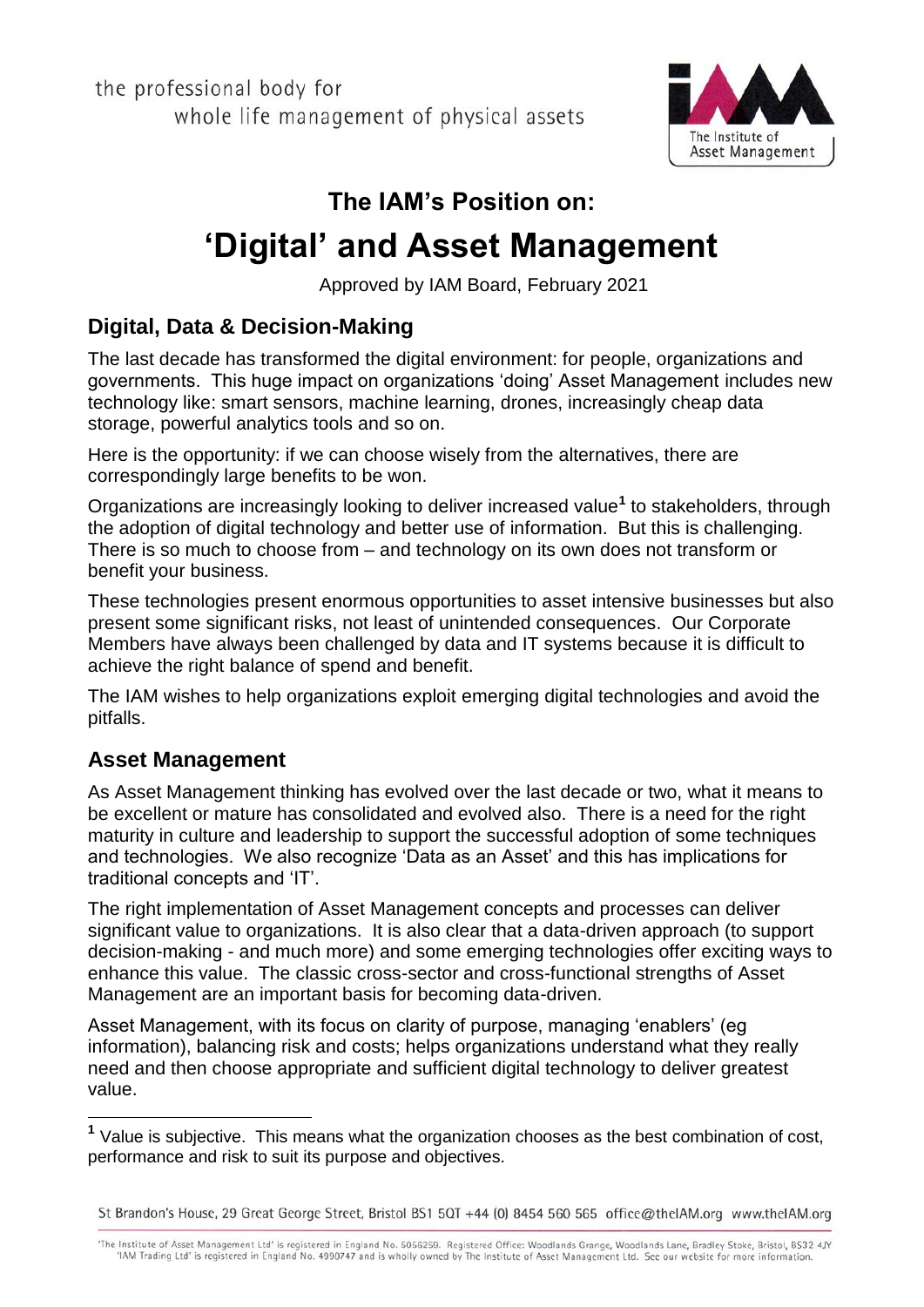the professional body for
whole life management of physical assets

# The IAM's Position on:

# 'Digital' and Asset Management

Approved by IAM Board, February 2021

## Digital, Data & Decision-Making

The last decade has transformed the digital environment: for people, organizations and governments. This huge impact on organizations 'doing' Asset Management includes new technology like: smart sensors, machine learning, drones, increasingly cheap data storage, powerful analytics tools and so on.

Here is the opportunity: if we can choose wisely from the alternatives, there are correspondingly large benefits to be won.

Organizations are increasingly looking to deliver increased value[1] to stakeholders, through the adoption of digital technology and better use of information. But this is challenging. There is so much to choose from – and technology on its own does not transform or benefit your business.

These technologies present enormous opportunities to asset intensive businesses but also present some significant risks, not least of unintended consequences. Our Corporate Members have always been challenged by data and IT systems because it is difficult to achieve the right balance of spend and benefit.

The IAM wishes to help organizations exploit emerging digital technologies and avoid the pitfalls.

## Asset Management

As Asset Management thinking has evolved over the last decade or two, what it means to be excellent or mature has consolidated and evolved also. There is a need for the right maturity in culture and leadership to support the successful adoption of some techniques and technologies. We also recognize 'Data as an Asset' and this has implications for traditional concepts and 'IT'.

The right implementation of Asset Management concepts and processes can deliver significant value to organizations. It is also clear that a data-driven approach (to support decision-making - and much more) and some emerging technologies offer exciting ways to enhance this value. The classic cross-sector and cross-functional strengths of Asset Management are an important basis for becoming data-driven.

Asset Management, with its focus on clarity of purpose, managing 'enablers' (eg information), balancing risk and costs; helps organizations understand what they really need and then choose appropriate and sufficient digital technology to deliver greatest value.

[1] Value is subjective. This means what the organization chooses as the best combination of cost, performance and risk to suit its purpose and objectives.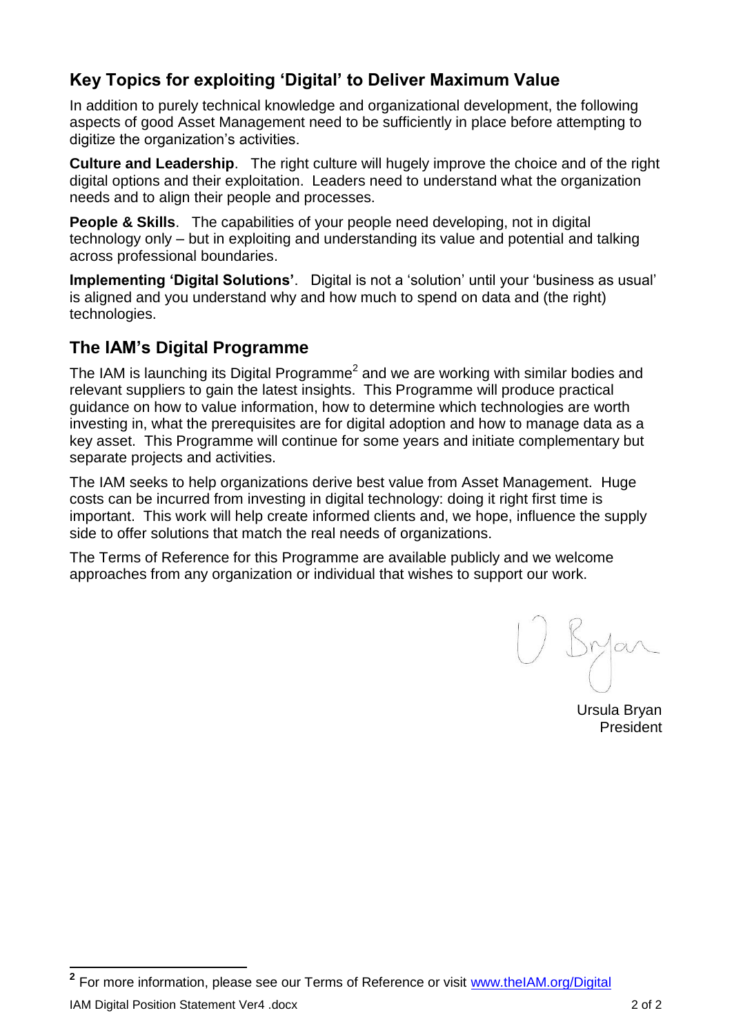## Key Topics for exploiting 'Digital' to Deliver Maximum Value

In addition to purely technical knowledge and organizational development, the following aspects of good Asset Management need to be sufficiently in place before attempting to digitize the organization's activities.

**Culture and Leadership**. The right culture will hugely improve the choice and of the right digital options and their exploitation. Leaders need to understand what the organization needs and to align their people and processes.

**People & Skills**. The capabilities of your people need developing, not in digital technology only – but in exploiting and understanding its value and potential and talking across professional boundaries.

**Implementing 'Digital Solutions'**. Digital is not a 'solution' until your 'business as usual' is aligned and you understand why and how much to spend on data and (the right) technologies.

## The IAM's Digital Programme

The IAM is launching its Digital Programme[2] and we are working with similar bodies and relevant suppliers to gain the latest insights. This Programme will produce practical guidance on how to value information, how to determine which technologies are worth investing in, what the prerequisites are for digital adoption and how to manage data as a key asset. This Programme will continue for some years and initiate complementary but separate projects and activities.

The IAM seeks to help organizations derive best value from Asset Management. Huge costs can be incurred from investing in digital technology: doing it right first time is important. This work will help create informed clients and, we hope, influence the supply side to offer solutions that match the real needs of organizations.

The Terms of Reference for this Programme are available publicly and we welcome approaches from any organization or individual that wishes to support our work.

U Bryan

Ursula Bryan
President

[2] For more information, please see our Terms of Reference or visit www.theIAM.org/Digital

IAM Digital Position Statement Ver4 .docx